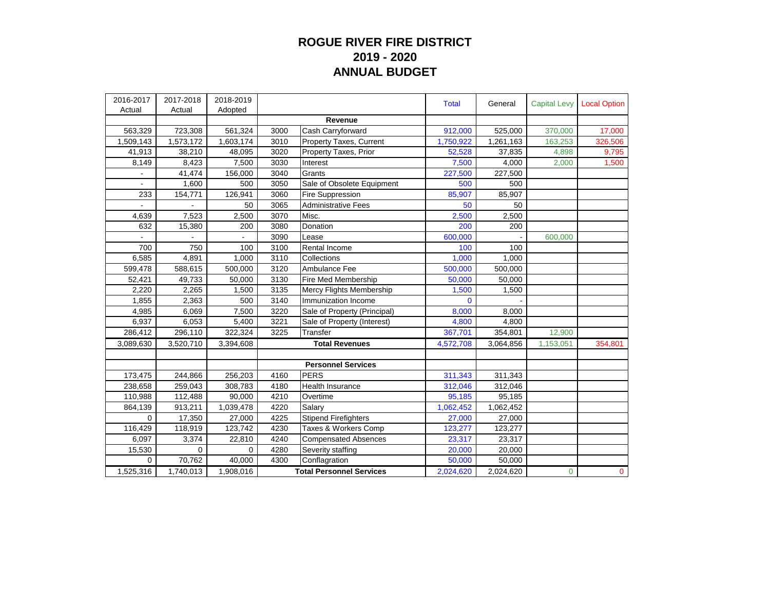# ROGUE RIVER FIRE DISTRICT
## 2019 - 2020
## ANNUAL BUDGET

| 2016-2017 Actual | 2017-2018 Actual | 2018-2019 Adopted | | | Total | General | Capital Levy | Local Option |
|---|---|---|---|---|---|---|---|---|
| | | | | **Revenue** | | | | |
| 563,329 | 723,308 | 561,324 | 3000 | Cash Carryforward | 912,000 | 525,000 | 370,000 | 17,000 |
| 1,509,143 | 1,573,172 | 1,603,174 | 3010 | Property Taxes, Current | 1,750,922 | 1,261,163 | 163,253 | 326,506 |
| 41,913 | 38,210 | 48,095 | 3020 | Property Taxes, Prior | 52,528 | 37,835 | 4,898 | 9,795 |
| 8,149 | 8,423 | 7,500 | 3030 | Interest | 7,500 | 4,000 | 2,000 | 1,500 |
| - | 41,474 | 156,000 | 3040 | Grants | 227,500 | 227,500 | | |
| - | 1,600 | 500 | 3050 | Sale of Obsolete Equipment | 500 | 500 | | |
| 233 | 154,771 | 126,941 | 3060 | Fire Suppression | 85,907 | 85,907 | | |
| - | - | 50 | 3065 | Administrative Fees | 50 | 50 | | |
| 4,639 | 7,523 | 2,500 | 3070 | Misc. | 2,500 | 2,500 | | |
| 632 | 15,380 | 200 | 3080 | Donation | 200 | 200 | | |
| - | - | - | 3090 | Lease | 600,000 | - | 600,000 | |
| 700 | 750 | 100 | 3100 | Rental Income | 100 | 100 | | |
| 6,585 | 4,891 | 1,000 | 3110 | Collections | 1,000 | 1,000 | | |
| 599,478 | 588,615 | 500,000 | 3120 | Ambulance Fee | 500,000 | 500,000 | | |
| 52,421 | 49,733 | 50,000 | 3130 | Fire Med Membership | 50,000 | 50,000 | | |
| 2,220 | 2,265 | 1,500 | 3135 | Mercy Flights Membership | 1,500 | 1,500 | | |
| 1,855 | 2,363 | 500 | 3140 | Immunization Income | 0 | - | | |
| 4,985 | 6,069 | 7,500 | 3220 | Sale of Property (Principal) | 8,000 | 8,000 | | |
| 6,937 | 6,053 | 5,400 | 3221 | Sale of Property (Interest) | 4,800 | 4,800 | | |
| 286,412 | 296,110 | 322,324 | 3225 | Transfer | 367,701 | 354,801 | 12,900 | |
| 3,089,630 | 3,520,710 | 3,394,608 | | **Total Revenues** | 4,572,708 | 3,064,856 | 1,153,051 | 354,801 |
| | | | | | | | | |
| | | | | **Personnel Services** | | | | |
| 173,475 | 244,866 | 256,203 | 4160 | PERS | 311,343 | 311,343 | | |
| 238,658 | 259,043 | 308,783 | 4180 | Health Insurance | 312,046 | 312,046 | | |
| 110,988 | 112,488 | 90,000 | 4210 | Overtime | 95,185 | 95,185 | | |
| 864,139 | 913,211 | 1,039,478 | 4220 | Salary | 1,062,452 | 1,062,452 | | |
| 0 | 17,350 | 27,000 | 4225 | Stipend Firefighters | 27,000 | 27,000 | | |
| 116,429 | 118,919 | 123,742 | 4230 | Taxes & Workers Comp | 123,277 | 123,277 | | |
| 6,097 | 3,374 | 22,810 | 4240 | Compensated Absences | 23,317 | 23,317 | | |
| 15,530 | 0 | 0 | 4280 | Severity staffing | 20,000 | 20,000 | | |
| 0 | 70,762 | 40,000 | 4300 | Conflagration | 50,000 | 50,000 | | |
| 1,525,316 | 1,740,013 | 1,908,016 | | **Total Personnel Services** | 2,024,620 | 2,024,620 | 0 | 0 |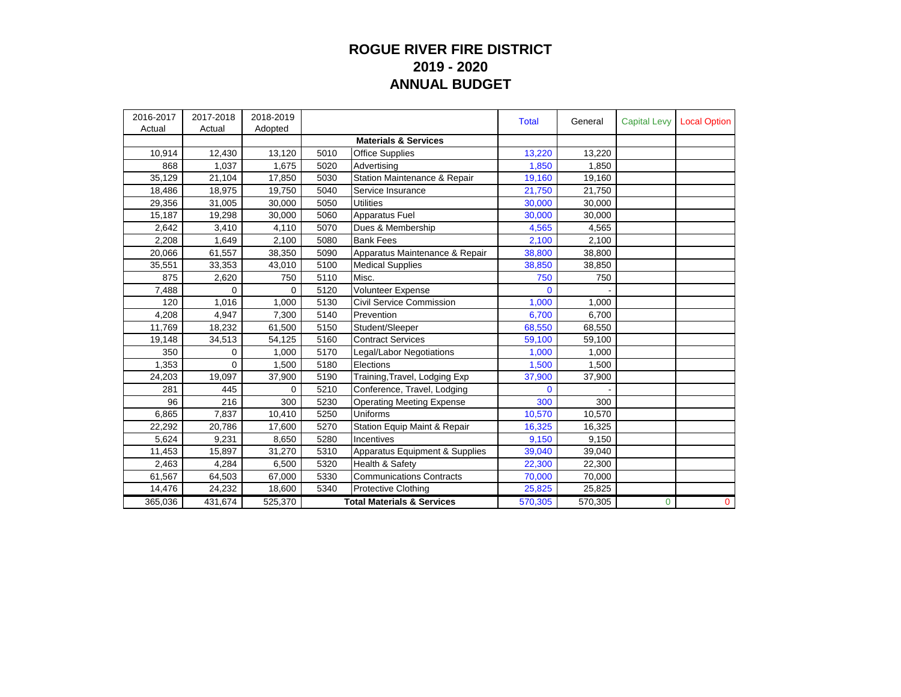# ROGUE RIVER FIRE DISTRICT
## 2019 - 2020
## ANNUAL BUDGET

| 2016-2017 Actual | 2017-2018 Actual | 2018-2019 Adopted | | | Total | General | Capital Levy | Local Option |
|---|---|---|---|---|---|---|---|---|
| | | | | **Materials & Services** | | | | |
| 10,914 | 12,430 | 13,120 | 5010 | Office Supplies | 13,220 | 13,220 | | |
| 868 | 1,037 | 1,675 | 5020 | Advertising | 1,850 | 1,850 | | |
| 35,129 | 21,104 | 17,850 | 5030 | Station Maintenance & Repair | 19,160 | 19,160 | | |
| 18,486 | 18,975 | 19,750 | 5040 | Service Insurance | 21,750 | 21,750 | | |
| 29,356 | 31,005 | 30,000 | 5050 | Utilities | 30,000 | 30,000 | | |
| 15,187 | 19,298 | 30,000 | 5060 | Apparatus Fuel | 30,000 | 30,000 | | |
| 2,642 | 3,410 | 4,110 | 5070 | Dues & Membership | 4,565 | 4,565 | | |
| 2,208 | 1,649 | 2,100 | 5080 | Bank Fees | 2,100 | 2,100 | | |
| 20,066 | 61,557 | 38,350 | 5090 | Apparatus Maintenance & Repair | 38,800 | 38,800 | | |
| 35,551 | 33,353 | 43,010 | 5100 | Medical Supplies | 38,850 | 38,850 | | |
| 875 | 2,620 | 750 | 5110 | Misc. | 750 | 750 | | |
| 7,488 | 0 | 0 | 5120 | Volunteer Expense | 0 | - | | |
| 120 | 1,016 | 1,000 | 5130 | Civil Service Commission | 1,000 | 1,000 | | |
| 4,208 | 4,947 | 7,300 | 5140 | Prevention | 6,700 | 6,700 | | |
| 11,769 | 18,232 | 61,500 | 5150 | Student/Sleeper | 68,550 | 68,550 | | |
| 19,148 | 34,513 | 54,125 | 5160 | Contract Services | 59,100 | 59,100 | | |
| 350 | 0 | 1,000 | 5170 | Legal/Labor Negotiations | 1,000 | 1,000 | | |
| 1,353 | 0 | 1,500 | 5180 | Elections | 1,500 | 1,500 | | |
| 24,203 | 19,097 | 37,900 | 5190 | Training,Travel, Lodging Exp | 37,900 | 37,900 | | |
| 281 | 445 | 0 | 5210 | Conference, Travel, Lodging | 0 | - | | |
| 96 | 216 | 300 | 5230 | Operating Meeting Expense | 300 | 300 | | |
| 6,865 | 7,837 | 10,410 | 5250 | Uniforms | 10,570 | 10,570 | | |
| 22,292 | 20,786 | 17,600 | 5270 | Station Equip Maint & Repair | 16,325 | 16,325 | | |
| 5,624 | 9,231 | 8,650 | 5280 | Incentives | 9,150 | 9,150 | | |
| 11,453 | 15,897 | 31,270 | 5310 | Apparatus Equipment & Supplies | 39,040 | 39,040 | | |
| 2,463 | 4,284 | 6,500 | 5320 | Health & Safety | 22,300 | 22,300 | | |
| 61,567 | 64,503 | 67,000 | 5330 | Communications Contracts | 70,000 | 70,000 | | |
| 14,476 | 24,232 | 18,600 | 5340 | Protective Clothing | 25,825 | 25,825 | | |
| 365,036 | 431,674 | 525,370 | | **Total Materials & Services** | 570,305 | 570,305 | 0 | 0 |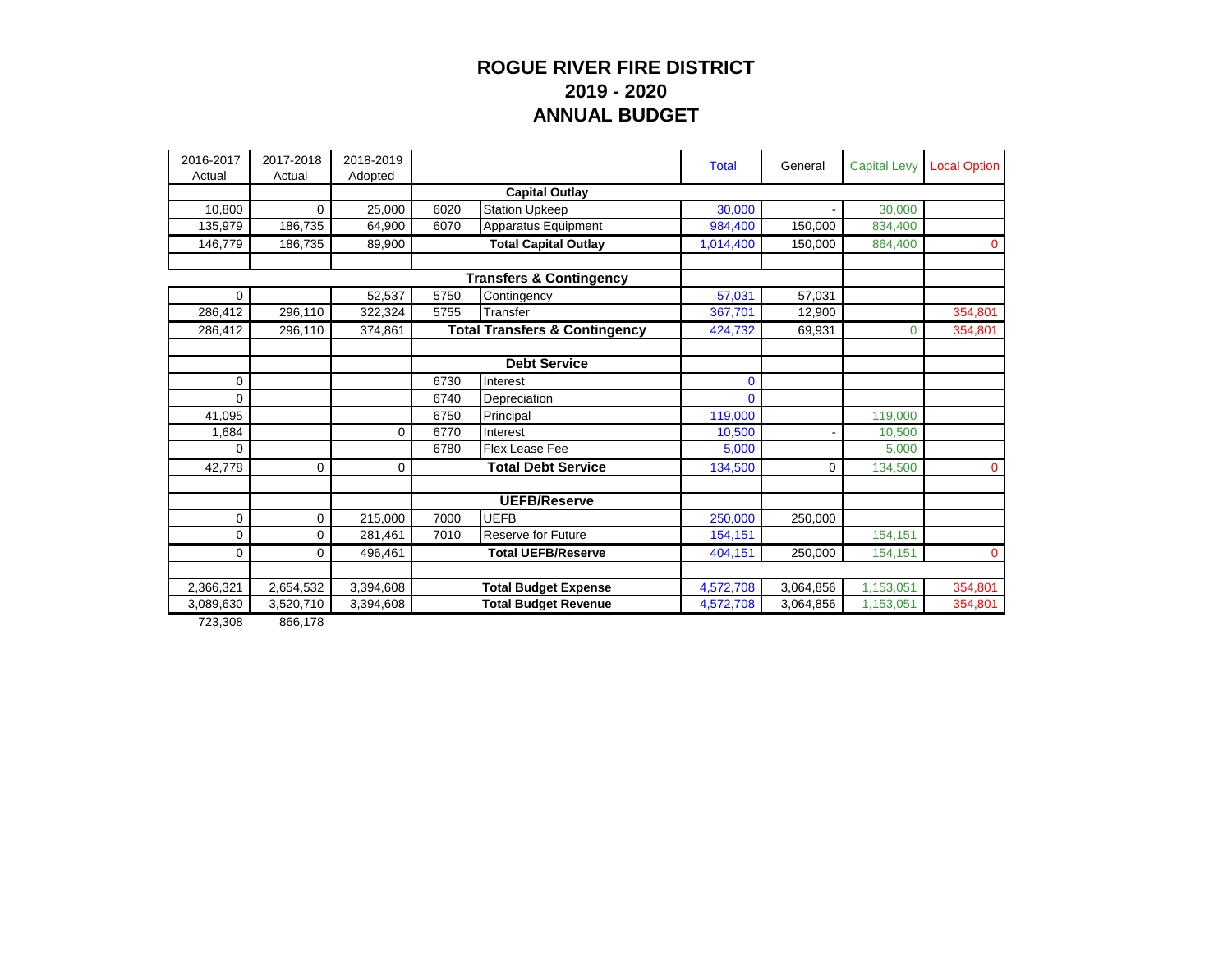# ROGUE RIVER FIRE DISTRICT
## 2019 - 2020
## ANNUAL BUDGET

| 2016-2017 Actual | 2017-2018 Actual | 2018-2019 Adopted | | | Total | General | Capital Levy | Local Option |
|---|---|---|---|---|---|---|---|---|
| | | | | **Capital Outlay** | | | | |
| 10,800 | 0 | 25,000 | 6020 | Station Upkeep | 30,000 | - | 30,000 | |
| 135,979 | 186,735 | 64,900 | 6070 | Apparatus Equipment | 984,400 | 150,000 | 834,400 | |
| 146,779 | 186,735 | 89,900 | | **Total Capital Outlay** | 1,014,400 | 150,000 | 864,400 | 0 |
| | | | | | | | | |
| | | | | **Transfers & Contingency** | | | | |
| 0 | | 52,537 | 5750 | Contingency | 57,031 | 57,031 | | |
| 286,412 | 296,110 | 322,324 | 5755 | Transfer | 367,701 | 12,900 | | 354,801 |
| 286,412 | 296,110 | 374,861 | | **Total Transfers & Contingency** | 424,732 | 69,931 | 0 | 354,801 |
| | | | | | | | | |
| | | | | **Debt Service** | | | | |
| 0 | | | 6730 | Interest | 0 | | | |
| 0 | | | 6740 | Depreciation | 0 | | | |
| 41,095 | | | 6750 | Principal | 119,000 | | 119,000 | |
| 1,684 | | 0 | 6770 | Interest | 10,500 | - | 10,500 | |
| 0 | | | 6780 | Flex Lease Fee | 5,000 | | 5,000 | |
| 42,778 | 0 | 0 | | **Total Debt Service** | 134,500 | 0 | 134,500 | 0 |
| | | | | | | | | |
| | | | | **UEFB/Reserve** | | | | |
| 0 | 0 | 215,000 | 7000 | UEFB | 250,000 | 250,000 | | |
| 0 | 0 | 281,461 | 7010 | Reserve for Future | 154,151 | | 154,151 | |
| 0 | 0 | 496,461 | | **Total UEFB/Reserve** | 404,151 | 250,000 | 154,151 | 0 |
| | | | | | | | | |
| 2,366,321 | 2,654,532 | 3,394,608 | | **Total Budget Expense** | 4,572,708 | 3,064,856 | 1,153,051 | 354,801 |
| 3,089,630 | 3,520,710 | 3,394,608 | | **Total Budget Revenue** | 4,572,708 | 3,064,856 | 1,153,051 | 354,801 |
| 723,308 | 866,178 | | | | | | | |